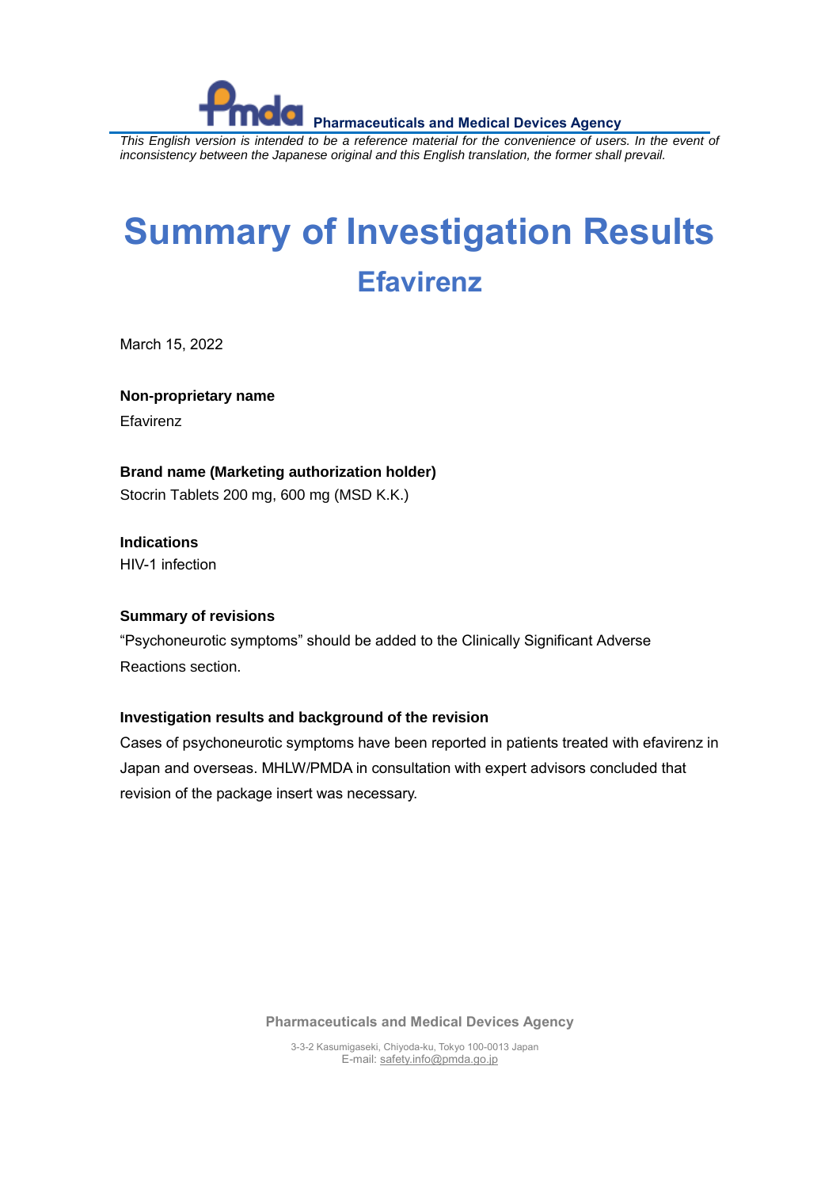Pharmaceuticals and Medical Devices Agency

*This English version is intended to be a reference material for the convenience of users. In the event of inconsistency between the Japanese original and this English translation, the former shall prevail.*

# Summary of Investigation Results

## Efavirenz

March 15, 2022

**Non-proprietary name**

Efavirenz

**Brand name (Marketing authorization holder)**

Stocrin Tablets 200 mg, 600 mg (MSD K.K.)

**Indications**

HIV-1 infection

**Summary of revisions**

"Psychoneurotic symptoms" should be added to the Clinically Significant Adverse Reactions section.

**Investigation results and background of the revision**

Cases of psychoneurotic symptoms have been reported in patients treated with efavirenz in Japan and overseas. MHLW/PMDA in consultation with expert advisors concluded that revision of the package insert was necessary.

Pharmaceuticals and Medical Devices Agency

3-3-2 Kasumigaseki, Chiyoda-ku, Tokyo 100-0013 Japan
E-mail: safety.info@pmda.go.jp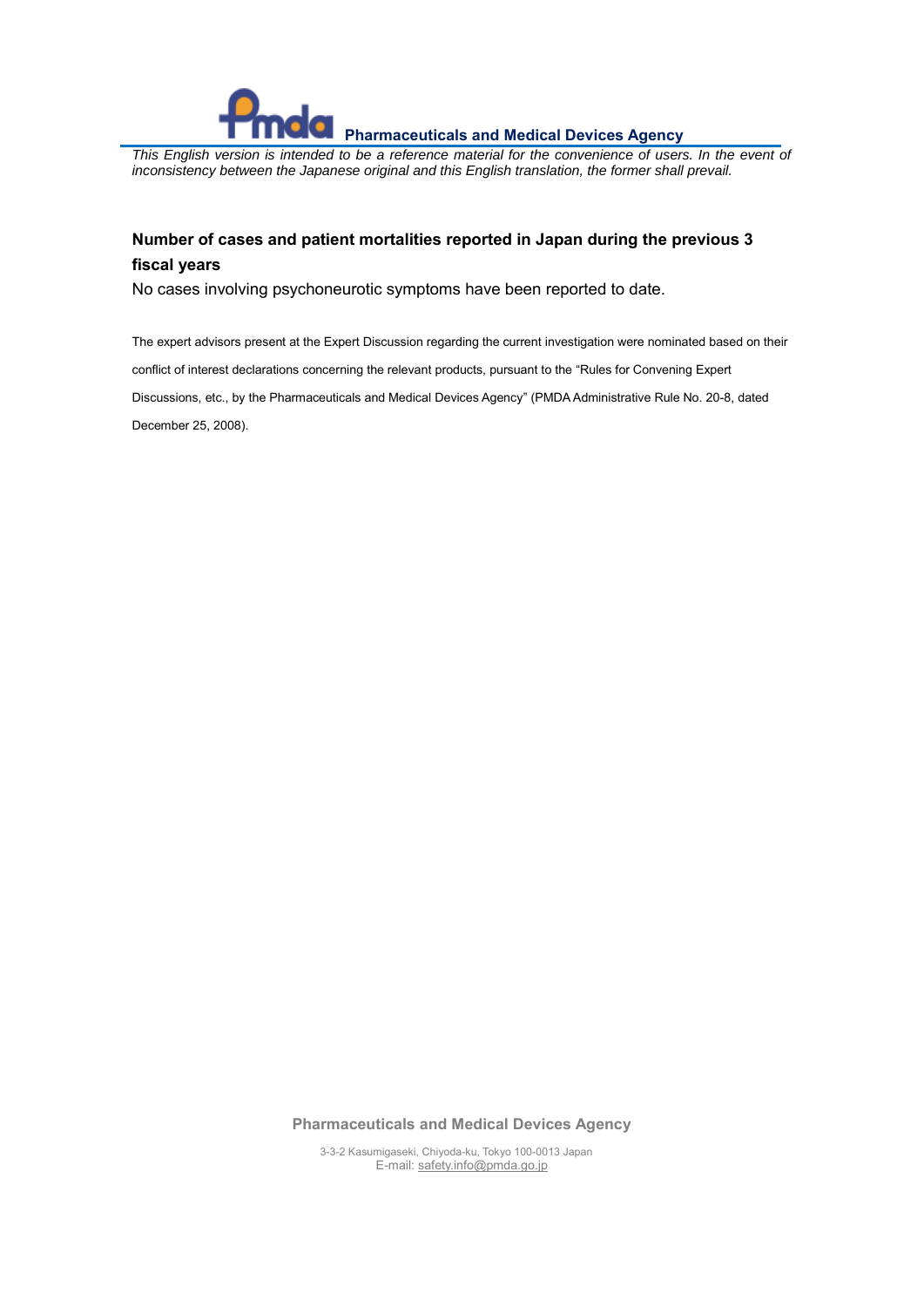*This English version is intended to be a reference material for the convenience of users. In the event of inconsistency between the Japanese original and this English translation, the former shall prevail.*

**Number of cases and patient mortalities reported in Japan during the previous 3 fiscal years**

No cases involving psychoneurotic symptoms have been reported to date.

The expert advisors present at the Expert Discussion regarding the current investigation were nominated based on their conflict of interest declarations concerning the relevant products, pursuant to the "Rules for Convening Expert Discussions, etc., by the Pharmaceuticals and Medical Devices Agency" (PMDA Administrative Rule No. 20-8, dated December 25, 2008).

**Pharmaceuticals and Medical Devices Agency**

3-3-2 Kasumigaseki, Chiyoda-ku, Tokyo 100-0013 Japan
E-mail: safety.info@pmda.go.jp